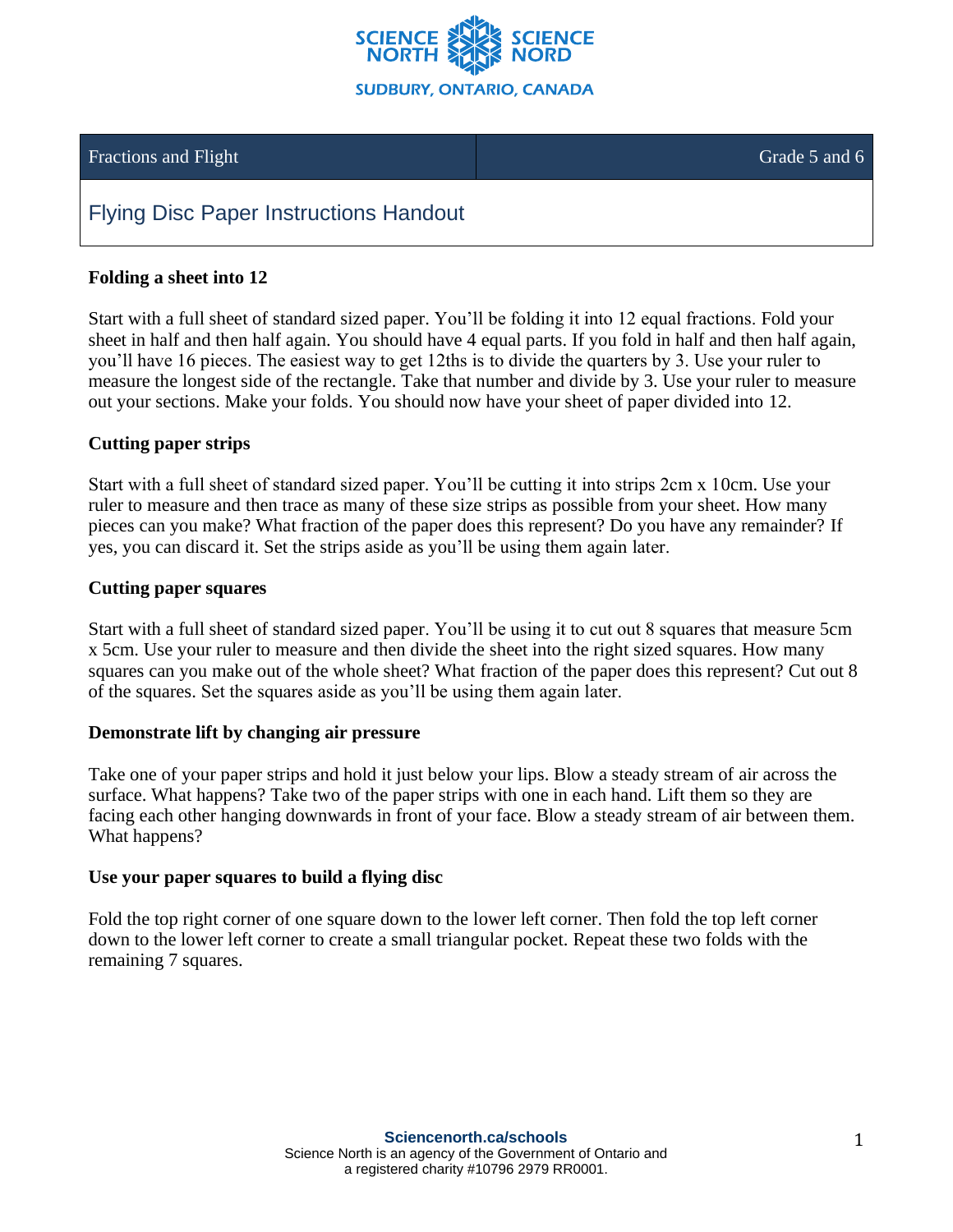SCIENCE NORTH SCIENCE NORD
SUDBURY, ONTARIO, CANADA

| Fractions and Flight | Grade 5 and 6 |
|---|---|

# Flying Disc Paper Instructions Handout

**Folding a sheet into 12**

Start with a full sheet of standard sized paper. You'll be folding it into 12 equal fractions. Fold your sheet in half and then half again. You should have 4 equal parts. If you fold in half and then half again, you'll have 16 pieces. The easiest way to get 12ths is to divide the quarters by 3. Use your ruler to measure the longest side of the rectangle. Take that number and divide by 3. Use your ruler to measure out your sections. Make your folds. You should now have your sheet of paper divided into 12.

**Cutting paper strips**

Start with a full sheet of standard sized paper. You'll be cutting it into strips 2cm x 10cm. Use your ruler to measure and then trace as many of these size strips as possible from your sheet. How many pieces can you make? What fraction of the paper does this represent? Do you have any remainder? If yes, you can discard it. Set the strips aside as you'll be using them again later.

**Cutting paper squares**

Start with a full sheet of standard sized paper. You'll be using it to cut out 8 squares that measure 5cm x 5cm. Use your ruler to measure and then divide the sheet into the right sized squares. How many squares can you make out of the whole sheet? What fraction of the paper does this represent? Cut out 8 of the squares. Set the squares aside as you'll be using them again later.

**Demonstrate lift by changing air pressure**

Take one of your paper strips and hold it just below your lips. Blow a steady stream of air across the surface. What happens? Take two of the paper strips with one in each hand. Lift them so they are facing each other hanging downwards in front of your face. Blow a steady stream of air between them. What happens?

**Use your paper squares to build a flying disc**

Fold the top right corner of one square down to the lower left corner. Then fold the top left corner down to the lower left corner to create a small triangular pocket. Repeat these two folds with the remaining 7 squares.

**Sciencenorth.ca/schools**
Science North is an agency of the Government of Ontario and a registered charity #10796 2979 RR0001.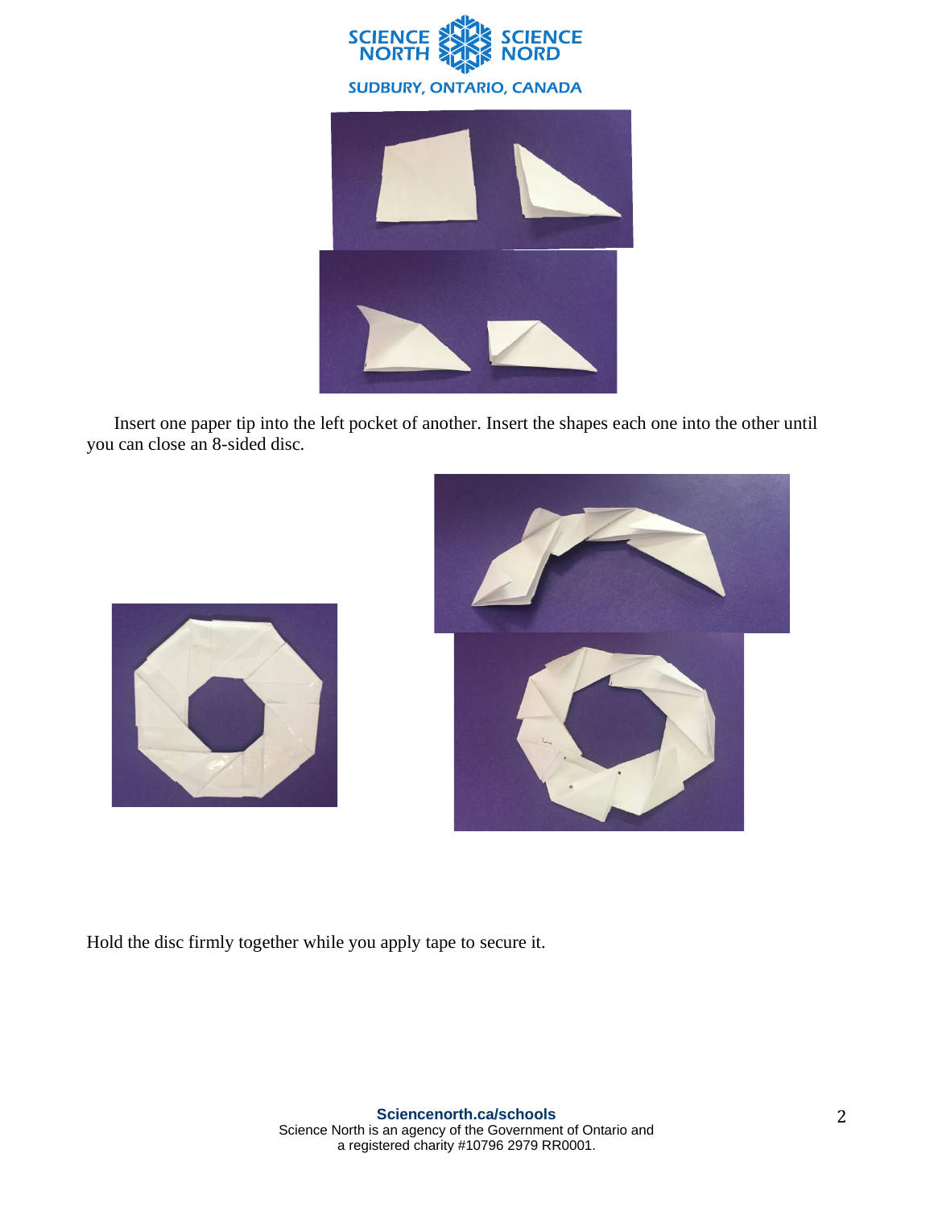Insert one paper tip into the left pocket of another. Insert the shapes each one into the other until you can close an 8-sided disc.

Hold the disc firmly together while you apply tape to secure it.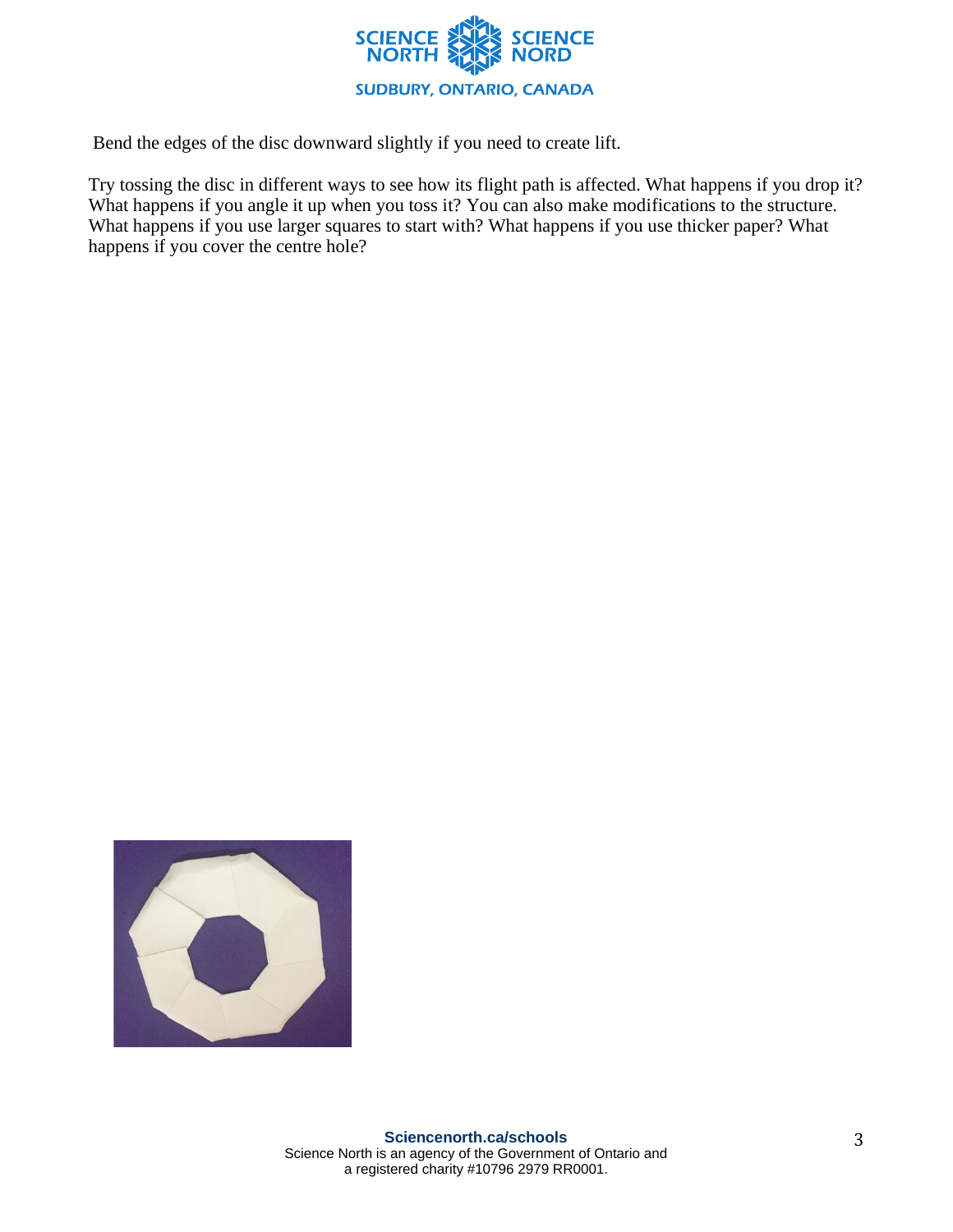Bend the edges of the disc downward slightly if you need to create lift.

Try tossing the disc in different ways to see how its flight path is affected. What happens if you drop it? What happens if you angle it up when you toss it? You can also make modifications to the structure. What happens if you use larger squares to start with? What happens if you use thicker paper? What happens if you cover the centre hole?